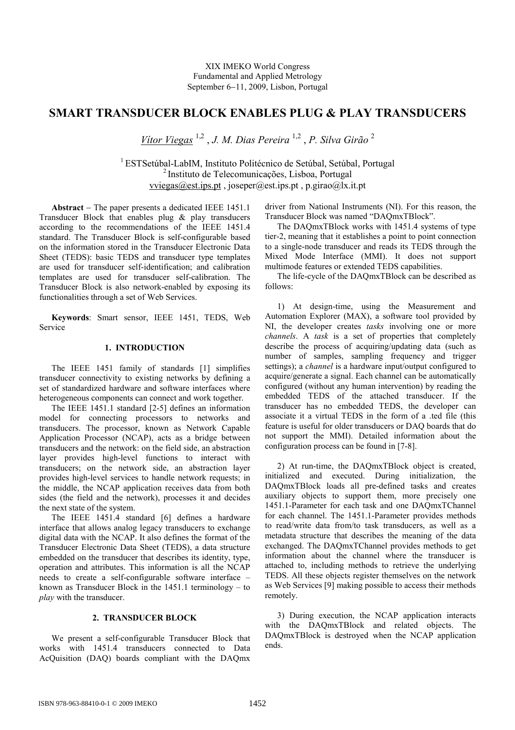XIX IMEKO World Congress
Fundamental and Applied Metrology
September 6−11, 2009, Lisbon, Portugal

# SMART TRANSDUCER BLOCK ENABLES PLUG & PLAY TRANSDUCERS

Vítor Viegas [1,2] , J. M. Dias Pereira [1,2] , P. Silva Girão [2]

[1] ESTSetúbal-LabIM, Instituto Politécnico de Setúbal, Setúbal, Portugal
[2] Instituto de Telecomunicações, Lisboa, Portugal
vviegas@est.ips.pt , joseper@est.ips.pt , p.girao@lx.it.pt

**Abstract** − The paper presents a dedicated IEEE 1451.1 Transducer Block that enables plug & play transducers according to the recommendations of the IEEE 1451.4 standard. The Transducer Block is self-configurable based on the information stored in the Transducer Electronic Data Sheet (TEDS): basic TEDS and transducer type templates are used for transducer self-identification; and calibration templates are used for transducer self-calibration. The Transducer Block is also network-enabled by exposing its functionalities through a set of Web Services.

**Keywords**: Smart sensor, IEEE 1451, TEDS, Web Service

## 1. INTRODUCTION

The IEEE 1451 family of standards [1] simplifies transducer connectivity to existing networks by defining a set of standardized hardware and software interfaces where heterogeneous components can connect and work together.

The IEEE 1451.1 standard [2-5] defines an information model for connecting processors to networks and transducers. The processor, known as Network Capable Application Processor (NCAP), acts as a bridge between transducers and the network: on the field side, an abstraction layer provides high-level functions to interact with transducers; on the network side, an abstraction layer provides high-level services to handle network requests; in the middle, the NCAP application receives data from both sides (the field and the network), processes it and decides the next state of the system.

The IEEE 1451.4 standard [6] defines a hardware interface that allows analog legacy transducers to exchange digital data with the NCAP. It also defines the format of the Transducer Electronic Data Sheet (TEDS), a data structure embedded on the transducer that describes its identity, type, operation and attributes. This information is all the NCAP needs to create a self-configurable software interface – known as Transducer Block in the 1451.1 terminology – to *play* with the transducer.

## 2. TRANSDUCER BLOCK

We present a self-configurable Transducer Block that works with 1451.4 transducers connected to Data AcQuisition (DAQ) boards compliant with the DAQmx driver from National Instruments (NI). For this reason, the Transducer Block was named "DAQmxTBlock".

The DAQmxTBlock works with 1451.4 systems of type tier-2, meaning that it establishes a point to point connection to a single-node transducer and reads its TEDS through the Mixed Mode Interface (MMI). It does not support multimode features or extended TEDS capabilities.

The life-cycle of the DAQmxTBlock can be described as follows:

1) At design-time, using the Measurement and Automation Explorer (MAX), a software tool provided by NI, the developer creates *tasks* involving one or more *channels*. A *task* is a set of properties that completely describe the process of acquiring/updating data (such as number of samples, sampling frequency and trigger settings); a *channel* is a hardware input/output configured to acquire/generate a signal. Each channel can be automatically configured (without any human intervention) by reading the embedded TEDS of the attached transducer. If the transducer has no embedded TEDS, the developer can associate it a virtual TEDS in the form of a .ted file (this feature is useful for older transducers or DAQ boards that do not support the MMI). Detailed information about the configuration process can be found in [7-8].

2) At run-time, the DAQmxTBlock object is created, initialized and executed. During initialization, the DAQmxTBlock loads all pre-defined tasks and creates auxiliary objects to support them, more precisely one 1451.1-Parameter for each task and one DAQmxTChannel for each channel. The 1451.1-Parameter provides methods to read/write data from/to task transducers, as well as a metadata structure that describes the meaning of the data exchanged. The DAQmxTChannel provides methods to get information about the channel where the transducer is attached to, including methods to retrieve the underlying TEDS. All these objects register themselves on the network as Web Services [9] making possible to access their methods remotely.

3) During execution, the NCAP application interacts with the DAQmxTBlock and related objects. The DAQmxTBlock is destroyed when the NCAP application ends.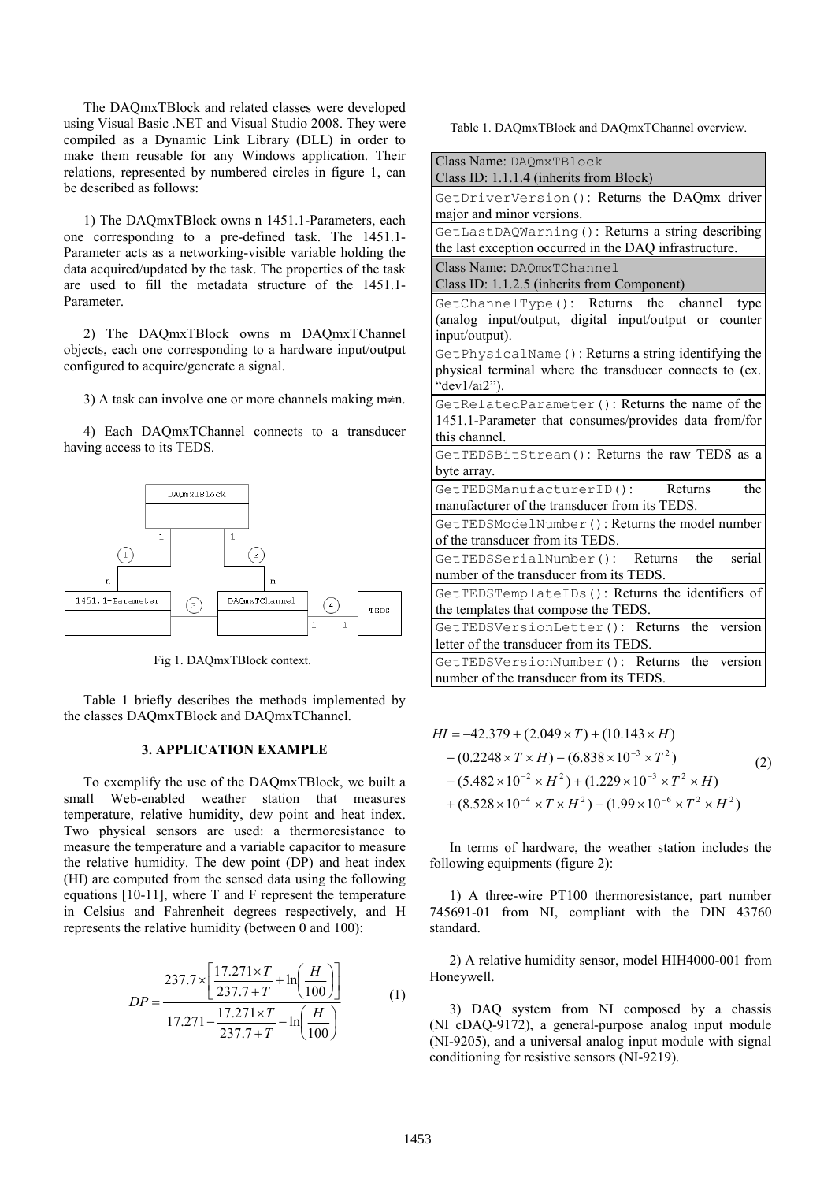The DAQmxTBlock and related classes were developed using Visual Basic .NET and Visual Studio 2008. They were compiled as a Dynamic Link Library (DLL) in order to make them reusable for any Windows application. Their relations, represented by numbered circles in figure 1, can be described as follows:

1) The DAQmxTBlock owns n 1451.1-Parameters, each one corresponding to a pre-defined task. The 1451.1-Parameter acts as a networking-visible variable holding the data acquired/updated by the task. The properties of the task are used to fill the metadata structure of the 1451.1-Parameter.

2) The DAQmxTBlock owns m DAQmxTChannel objects, each one corresponding to a hardware input/output configured to acquire/generate a signal.

3) A task can involve one or more channels making m≠n.

4) Each DAQmxTChannel connects to a transducer having access to its TEDS.

Fig 1. DAQmxTBlock context.

Table 1 briefly describes the methods implemented by the classes DAQmxTBlock and DAQmxTChannel.

## 3. APPLICATION EXAMPLE

To exemplify the use of the DAQmxTBlock, we built a small Web-enabled weather station that measures temperature, relative humidity, dew point and heat index. Two physical sensors are used: a thermoresistance to measure the temperature and a variable capacitor to measure the relative humidity. The dew point (DP) and heat index (HI) are computed from the sensed data using the following equations [10-11], where T and F represent the temperature in Celsius and Fahrenheit degrees respectively, and H represents the relative humidity (between 0 and 100):

$$DP = \frac{237.7 \times \left[\frac{17.271 \times T}{237.7 + T} + \ln\left(\frac{H}{100}\right)\right]}{17.271 - \frac{17.271 \times T}{237.7 + T} - \ln\left(\frac{H}{100}\right)} \quad (1)$$

Table 1. DAQmxTBlock and DAQmxTChannel overview.

| Class Name: `DAQmxTBlock` Class ID: 1.1.1.4 (inherits from Block) |
|---|
| `GetDriverVersion()`: Returns the DAQmx driver major and minor versions. |
| `GetLastDAQWarning()`: Returns a string describing the last exception occurred in the DAQ infrastructure. |
| **Class Name: `DAQmxTChannel` Class ID: 1.1.2.5 (inherits from Component)** |
| `GetChannelType()`: Returns the channel type (analog input/output, digital input/output or counter input/output). |
| `GetPhysicalName()`: Returns a string identifying the physical terminal where the transducer connects to (ex. "dev1/ai2"). |
| `GetRelatedParameter()`: Returns the name of the 1451.1-Parameter that consumes/provides data from/for this channel. |
| `GetTEDSBitStream()`: Returns the raw TEDS as a byte array. |
| `GetTEDSManufacturerID()`: Returns the manufacturer of the transducer from its TEDS. |
| `GetTEDSModelNumber()`: Returns the model number of the transducer from its TEDS. |
| `GetTEDSSerialNumber()`: Returns the serial number of the transducer from its TEDS. |
| `GetTEDSTemplateIDs()`: Returns the identifiers of the templates that compose the TEDS. |
| `GetTEDSVersionLetter()`: Returns the version letter of the transducer from its TEDS. |
| `GetTEDSVersionNumber()`: Returns the version number of the transducer from its TEDS. |

$$\begin{aligned} HI = & -42.379 + (2.049 \times T) + (10.143 \times H) \\ & - (0.2248 \times T \times H) - (6.838 \times 10^{-3} \times T^2) \\ & - (5.482 \times 10^{-2} \times H^2) + (1.229 \times 10^{-3} \times T^2 \times H) \\ & + (8.528 \times 10^{-4} \times T \times H^2) - (1.99 \times 10^{-6} \times T^2 \times H^2) \end{aligned} \quad (2)$$

In terms of hardware, the weather station includes the following equipments (figure 2):

1) A three-wire PT100 thermoresistance, part number 745691-01 from NI, compliant with the DIN 43760 standard.

2) A relative humidity sensor, model HIH4000-001 from Honeywell.

3) DAQ system from NI composed by a chassis (NI cDAQ-9172), a general-purpose analog input module (NI-9205), and a universal analog input module with signal conditioning for resistive sensors (NI-9219).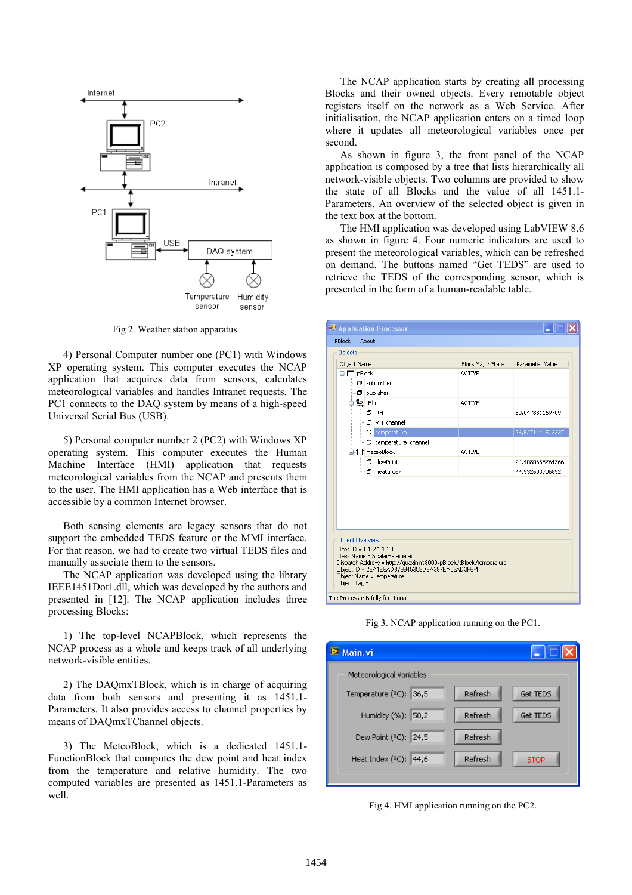Fig 2. Weather station apparatus.

4) Personal Computer number one (PC1) with Windows XP operating system. This computer executes the NCAP application that acquires data from sensors, calculates meteorological variables and handles Intranet requests. The PC1 connects to the DAQ system by means of a high-speed Universal Serial Bus (USB).

5) Personal computer number 2 (PC2) with Windows XP operating system. This computer executes the Human Machine Interface (HMI) application that requests meteorological variables from the NCAP and presents them to the user. The HMI application has a Web interface that is accessible by a common Internet browser.

Both sensing elements are legacy sensors that do not support the embedded TEDS feature or the MMI interface. For that reason, we had to create two virtual TEDS files and manually associate them to the sensors.

The NCAP application was developed using the library IEEE1451Dot1.dll, which was developed by the authors and presented in [12]. The NCAP application includes three processing Blocks:

1) The top-level NCAPBlock, which represents the NCAP process as a whole and keeps track of all underlying network-visible entities.

2) The DAQmxTBlock, which is in charge of acquiring data from both sensors and presenting it as 1451.1-Parameters. It also provides access to channel properties by means of DAQmxTChannel objects.

3) The MeteoBlock, which is a dedicated 1451.1-FunctionBlock that computes the dew point and heat index from the temperature and relative humidity. The two computed variables are presented as 1451.1-Parameters as well.

The NCAP application starts by creating all processing Blocks and their owned objects. Every remotable object registers itself on the network as a Web Service. After initialisation, the NCAP application enters on a timed loop where it updates all meteorological variables once per second.

As shown in figure 3, the front panel of the NCAP application is composed by a tree that lists hierarchically all network-visible objects. Two columns are provided to show the state of all Blocks and the value of all 1451.1-Parameters. An overview of the selected object is given in the text box at the bottom.

The HMI application was developed using LabVIEW 8.6 as shown in figure 4. Four numeric indicators are used to present the meteorological variables, which can be refreshed on demand. The buttons named “Get TEDS” are used to retrieve the TEDS of the corresponding sensor, which is presented in the form of a human-readable table.

Fig 3. NCAP application running on the PC1.

Fig 4. HMI application running on the PC2.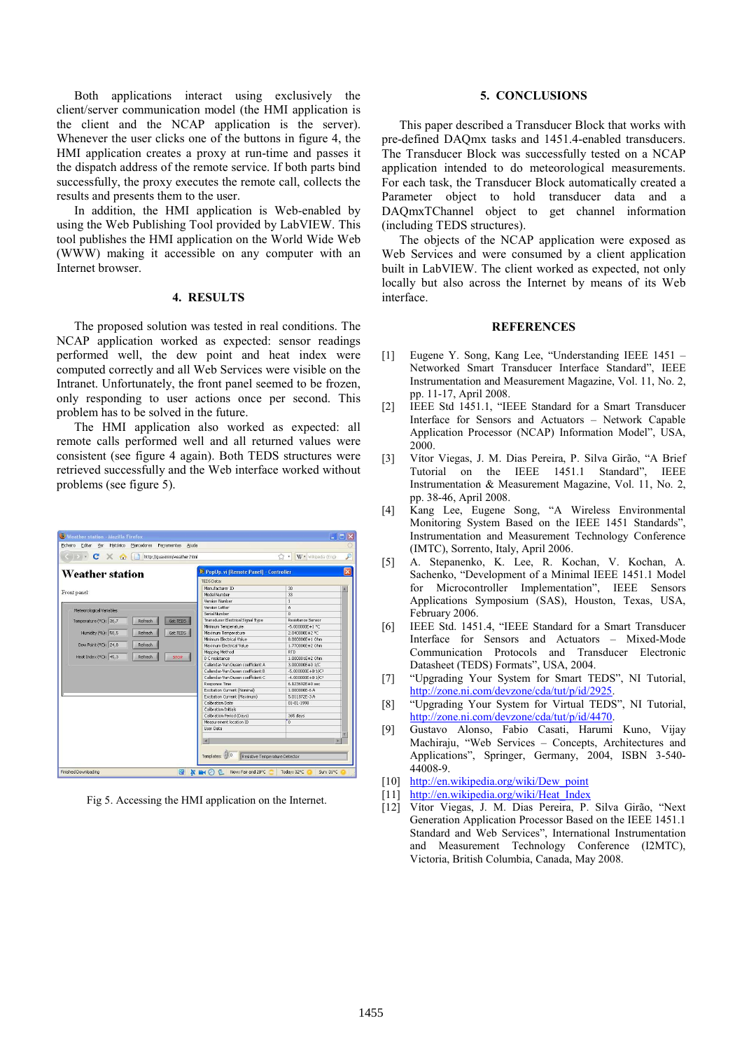Both applications interact using exclusively the client/server communication model (the HMI application is the client and the NCAP application is the server). Whenever the user clicks one of the buttons in figure 4, the HMI application creates a proxy at run-time and passes it the dispatch address of the remote service. If both parts bind successfully, the proxy executes the remote call, collects the results and presents them to the user.

In addition, the HMI application is Web-enabled by using the Web Publishing Tool provided by LabVIEW. This tool publishes the HMI application on the World Wide Web (WWW) making it accessible on any computer with an Internet browser.

## 4. RESULTS

The proposed solution was tested in real conditions. The NCAP application worked as expected: sensor readings performed well, the dew point and heat index were computed correctly and all Web Services were visible on the Intranet. Unfortunately, the front panel seemed to be frozen, only responding to user actions once per second. This problem has to be solved in the future.

The HMI application also worked as expected: all remote calls performed well and all returned values were consistent (see figure 4 again). Both TEDS structures were retrieved successfully and the Web interface worked without problems (see figure 5).

Fig 5. Accessing the HMI application on the Internet.

## 5. CONCLUSIONS

This paper described a Transducer Block that works with pre-defined DAQmx tasks and 1451.4-enabled transducers. The Transducer Block was successfully tested on a NCAP application intended to do meteorological measurements. For each task, the Transducer Block automatically created a Parameter object to hold transducer data and a DAQmxTChannel object to get channel information (including TEDS structures).

The objects of the NCAP application were exposed as Web Services and were consumed by a client application built in LabVIEW. The client worked as expected, not only locally but also across the Internet by means of its Web interface.

## REFERENCES

[1] Eugene Y. Song, Kang Lee, "Understanding IEEE 1451 – Networked Smart Transducer Interface Standard", IEEE Instrumentation and Measurement Magazine, Vol. 11, No. 2, pp. 11-17, April 2008.

[2] IEEE Std 1451.1, "IEEE Standard for a Smart Transducer Interface for Sensors and Actuators – Network Capable Application Processor (NCAP) Information Model", USA, 2000.

[3] Vítor Viegas, J. M. Dias Pereira, P. Silva Girão, "A Brief Tutorial on the IEEE 1451.1 Standard", IEEE Instrumentation & Measurement Magazine, Vol. 11, No. 2, pp. 38-46, April 2008.

[4] Kang Lee, Eugene Song, "A Wireless Environmental Monitoring System Based on the IEEE 1451 Standards", Instrumentation and Measurement Technology Conference (IMTC), Sorrento, Italy, April 2006.

[5] A. Stepanenko, K. Lee, R. Kochan, V. Kochan, A. Sachenko, "Development of a Minimal IEEE 1451.1 Model for Microcontroller Implementation", IEEE Sensors Applications Symposium (SAS), Houston, Texas, USA, February 2006.

[6] IEEE Std. 1451.4, "IEEE Standard for a Smart Transducer Interface for Sensors and Actuators – Mixed-Mode Communication Protocols and Transducer Electronic Datasheet (TEDS) Formats", USA, 2004.

[7] "Upgrading Your System for Smart TEDS", NI Tutorial, http://zone.ni.com/devzone/cda/tut/p/id/2925.

[8] "Upgrading Your System for Virtual TEDS", NI Tutorial, http://zone.ni.com/devzone/cda/tut/p/id/4470.

[9] Gustavo Alonso, Fabio Casati, Harumi Kuno, Vijay Machiraju, "Web Services – Concepts, Architectures and Applications", Springer, Germany, 2004, ISBN 3-540-44008-9.

[10] http://en.wikipedia.org/wiki/Dew_point

[11] http://en.wikipedia.org/wiki/Heat_Index

[12] Vítor Viegas, J. M. Dias Pereira, P. Silva Girão, "Next Generation Application Processor Based on the IEEE 1451.1 Standard and Web Services", International Instrumentation and Measurement Technology Conference (I2MTC), Victoria, British Columbia, Canada, May 2008.